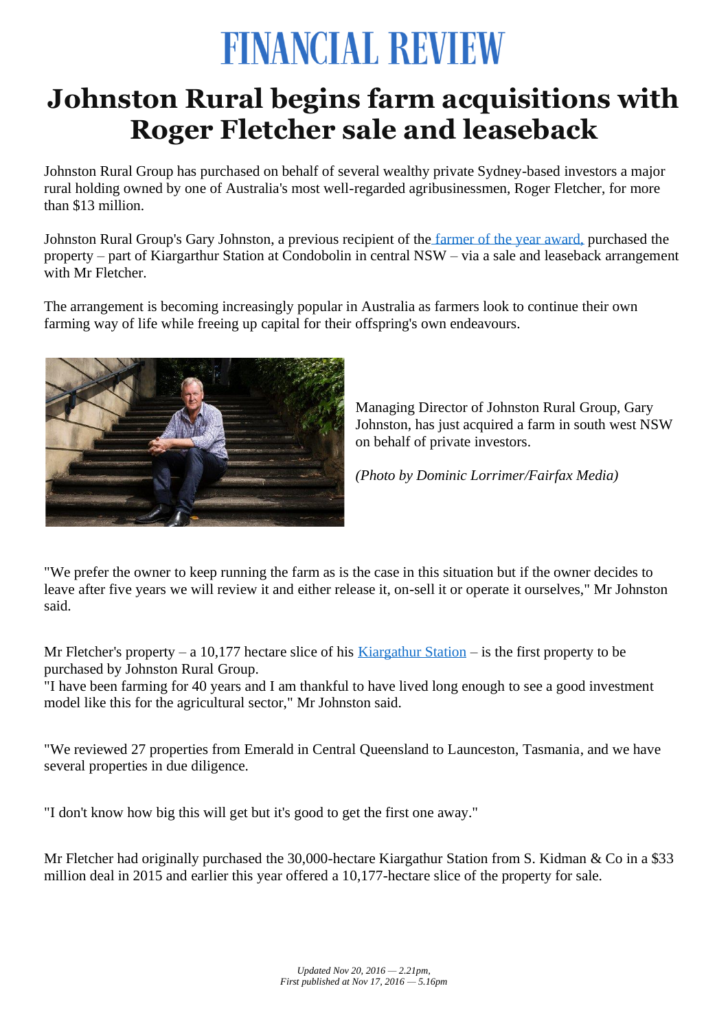# FINANCIAL REVIEW

# Johnston Rural begins farm acquisitions with Roger Fletcher sale and leaseback

Johnston Rural Group has purchased on behalf of several wealthy private Sydney-based investors a major rural holding owned by one of Australia's most well-regarded agribusinessmen, Roger Fletcher, for more than $13 million.

Johnston Rural Group's Gary Johnston, a previous recipient of the farmer of the year award, purchased the property – part of Kiargarthur Station at Condobolin in central NSW – via a sale and leaseback arrangement with Mr Fletcher.

The arrangement is becoming increasingly popular in Australia as farmers look to continue their own farming way of life while freeing up capital for their offspring's own endeavours.

Managing Director of Johnston Rural Group, Gary Johnston, has just acquired a farm in south west NSW on behalf of private investors.

*(Photo by Dominic Lorrimer/Fairfax Media)*

"We prefer the owner to keep running the farm as is the case in this situation but if the owner decides to leave after five years we will review it and either release it, on-sell it or operate it ourselves," Mr Johnston said.

Mr Fletcher's property – a 10,177 hectare slice of his Kiargathur Station – is the first property to be purchased by Johnston Rural Group.

"I have been farming for 40 years and I am thankful to have lived long enough to see a good investment model like this for the agricultural sector," Mr Johnston said.

"We reviewed 27 properties from Emerald in Central Queensland to Launceston, Tasmania, and we have several properties in due diligence.

"I don't know how big this will get but it's good to get the first one away."

Mr Fletcher had originally purchased the 30,000-hectare Kiargathur Station from S. Kidman & Co in a $33 million deal in 2015 and earlier this year offered a 10,177-hectare slice of the property for sale.

*Updated Nov 20, 2016 — 2.21pm,*
*First published at Nov 17, 2016 — 5.16pm*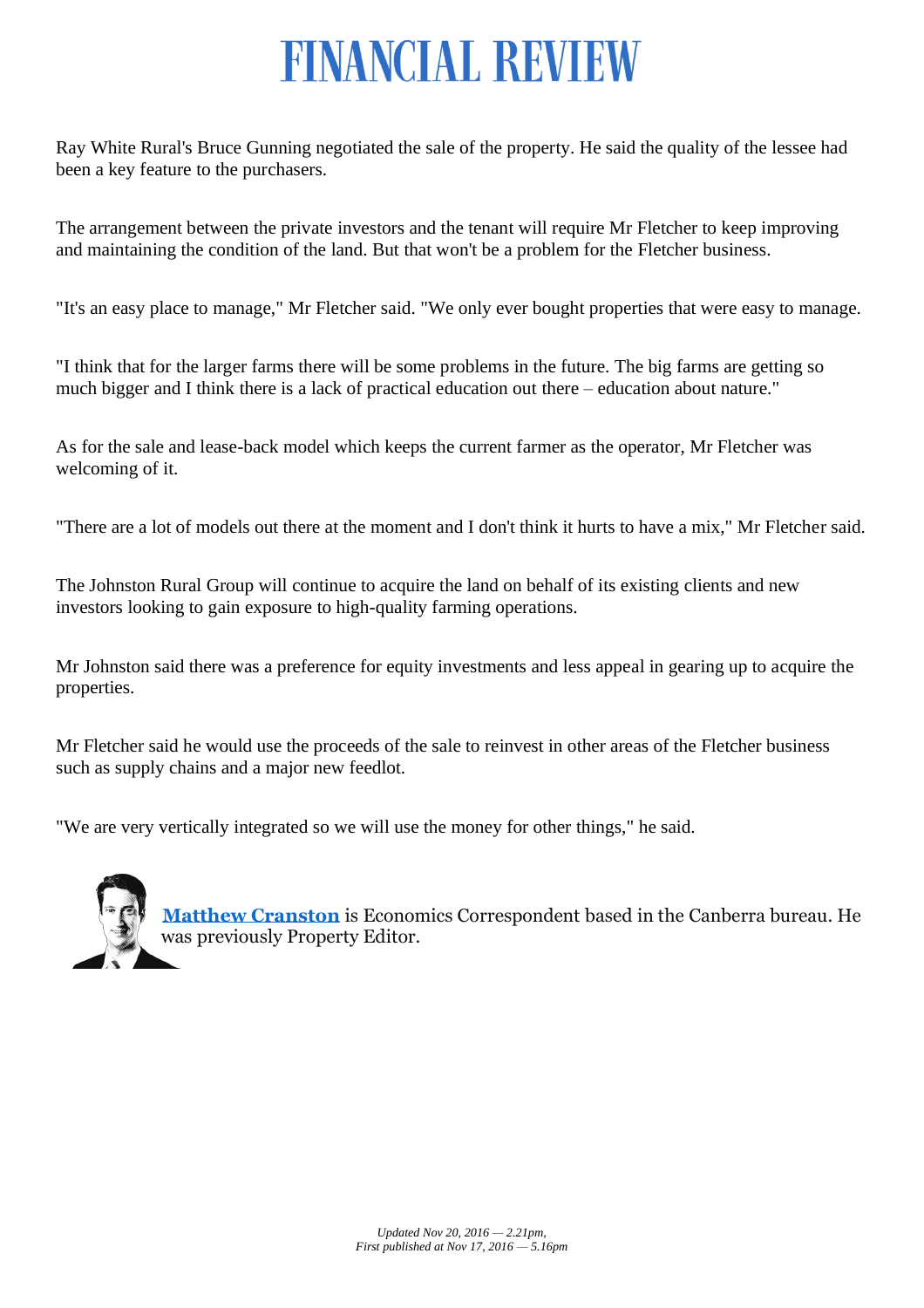Ray White Rural's Bruce Gunning negotiated the sale of the property. He said the quality of the lessee had been a key feature to the purchasers.

The arrangement between the private investors and the tenant will require Mr Fletcher to keep improving and maintaining the condition of the land. But that won't be a problem for the Fletcher business.

"It's an easy place to manage," Mr Fletcher said. "We only ever bought properties that were easy to manage.

"I think that for the larger farms there will be some problems in the future. The big farms are getting so much bigger and I think there is a lack of practical education out there – education about nature."

As for the sale and lease-back model which keeps the current farmer as the operator, Mr Fletcher was welcoming of it.

"There are a lot of models out there at the moment and I don't think it hurts to have a mix," Mr Fletcher said.

The Johnston Rural Group will continue to acquire the land on behalf of its existing clients and new investors looking to gain exposure to high-quality farming operations.

Mr Johnston said there was a preference for equity investments and less appeal in gearing up to acquire the properties.

Mr Fletcher said he would use the proceeds of the sale to reinvest in other areas of the Fletcher business such as supply chains and a major new feedlot.

"We are very vertically integrated so we will use the money for other things," he said.

**Matthew Cranston** is Economics Correspondent based in the Canberra bureau. He was previously Property Editor.

*Updated Nov 20, 2016 — 2.21pm,*
*First published at Nov 17, 2016 — 5.16pm*